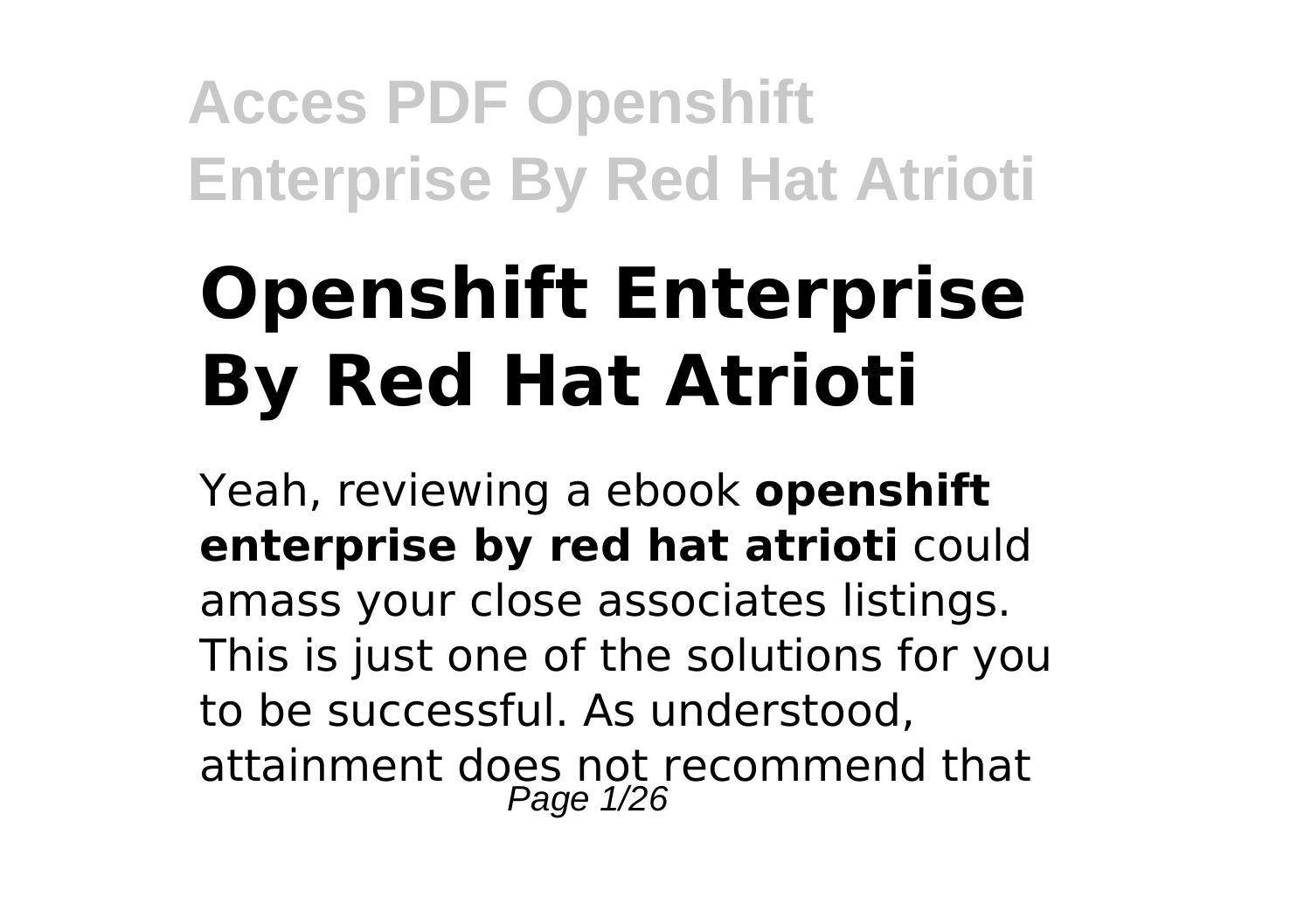# Openshift Enterprise By Red Hat Atrioti

Yeah, reviewing a ebook **openshift enterprise by red hat atrioti** could amass your close associates listings. This is just one of the solutions for you to be successful. As understood, attainment does not recommend that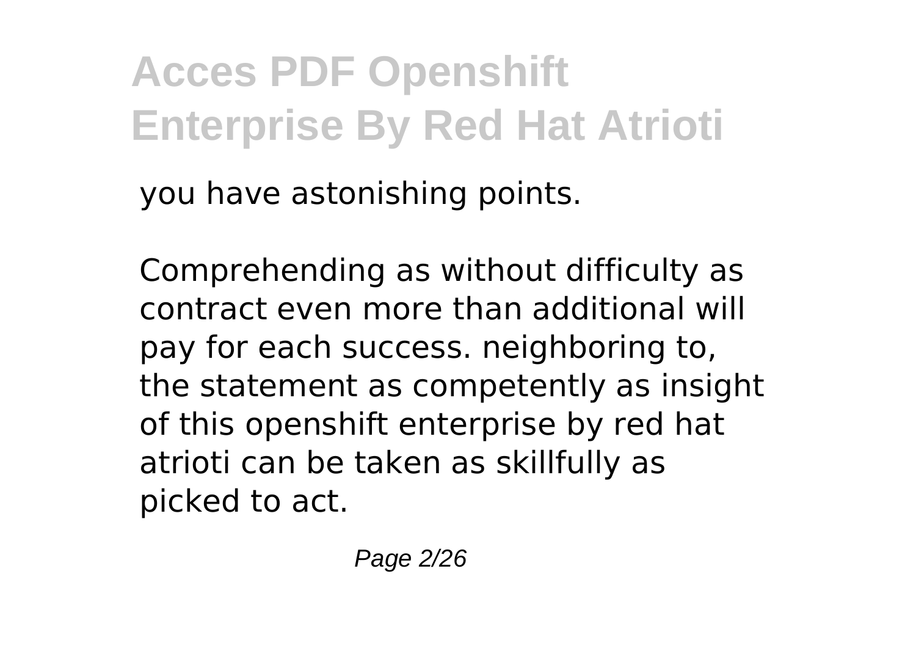you have astonishing points.

Comprehending as without difficulty as contract even more than additional will pay for each success. neighboring to, the statement as competently as insight of this openshift enterprise by red hat atrioti can be taken as skillfully as picked to act.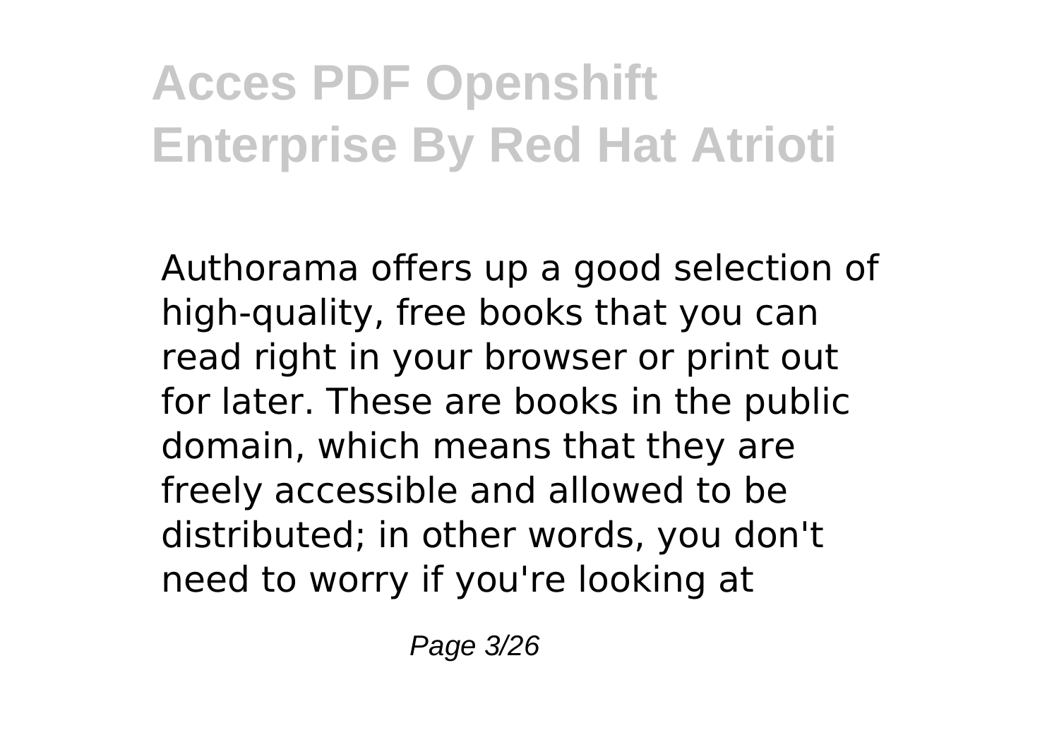Authorama offers up a good selection of high-quality, free books that you can read right in your browser or print out for later. These are books in the public domain, which means that they are freely accessible and allowed to be distributed; in other words, you don't need to worry if you're looking at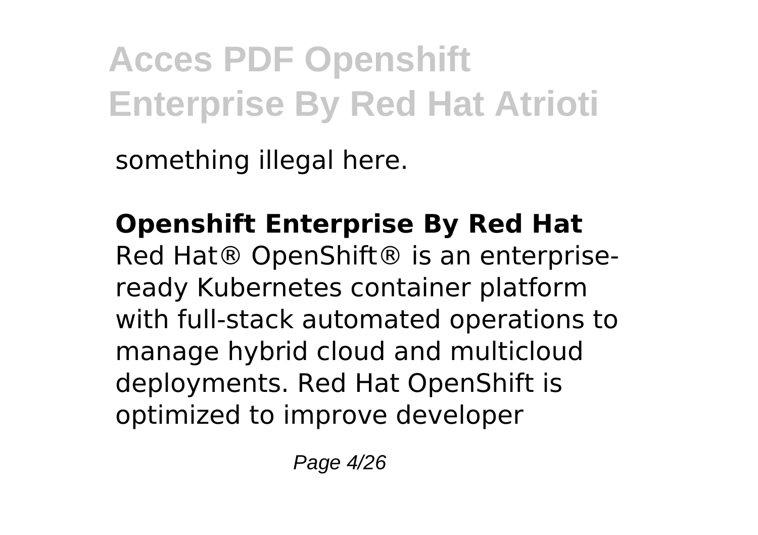something illegal here.

**Openshift Enterprise By Red Hat**

Red Hat® OpenShift® is an enterprise-ready Kubernetes container platform with full-stack automated operations to manage hybrid cloud and multicloud deployments. Red Hat OpenShift is optimized to improve developer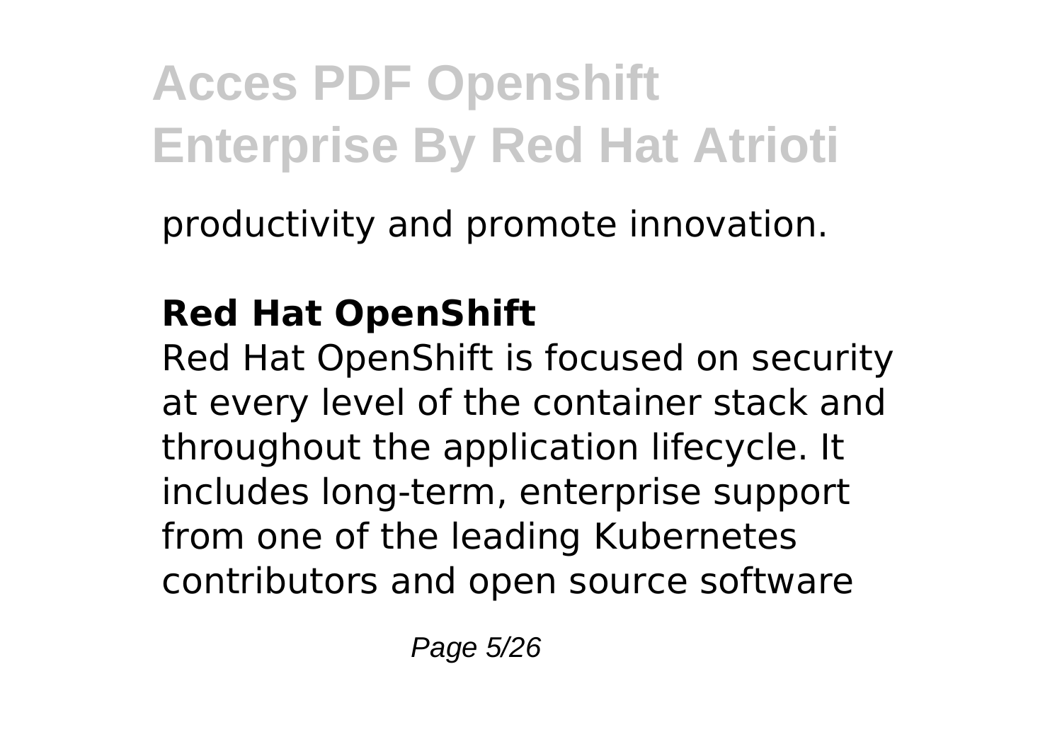productivity and promote innovation.

**Red Hat OpenShift**

Red Hat OpenShift is focused on security at every level of the container stack and throughout the application lifecycle. It includes long-term, enterprise support from one of the leading Kubernetes contributors and open source software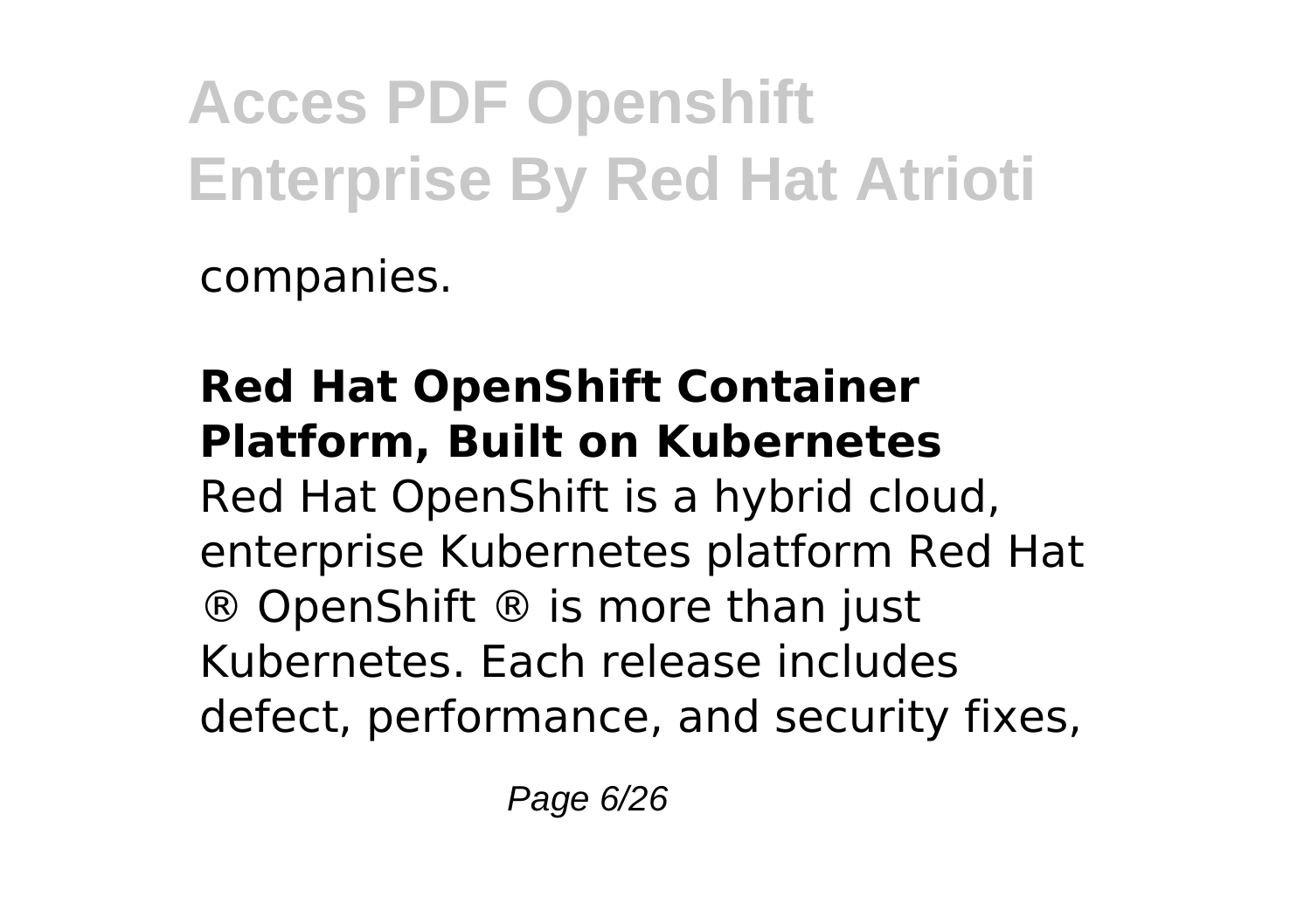companies.

**Red Hat OpenShift Container Platform, Built on Kubernetes**
Red Hat OpenShift is a hybrid cloud, enterprise Kubernetes platform Red Hat ® OpenShift ® is more than just Kubernetes. Each release includes defect, performance, and security fixes,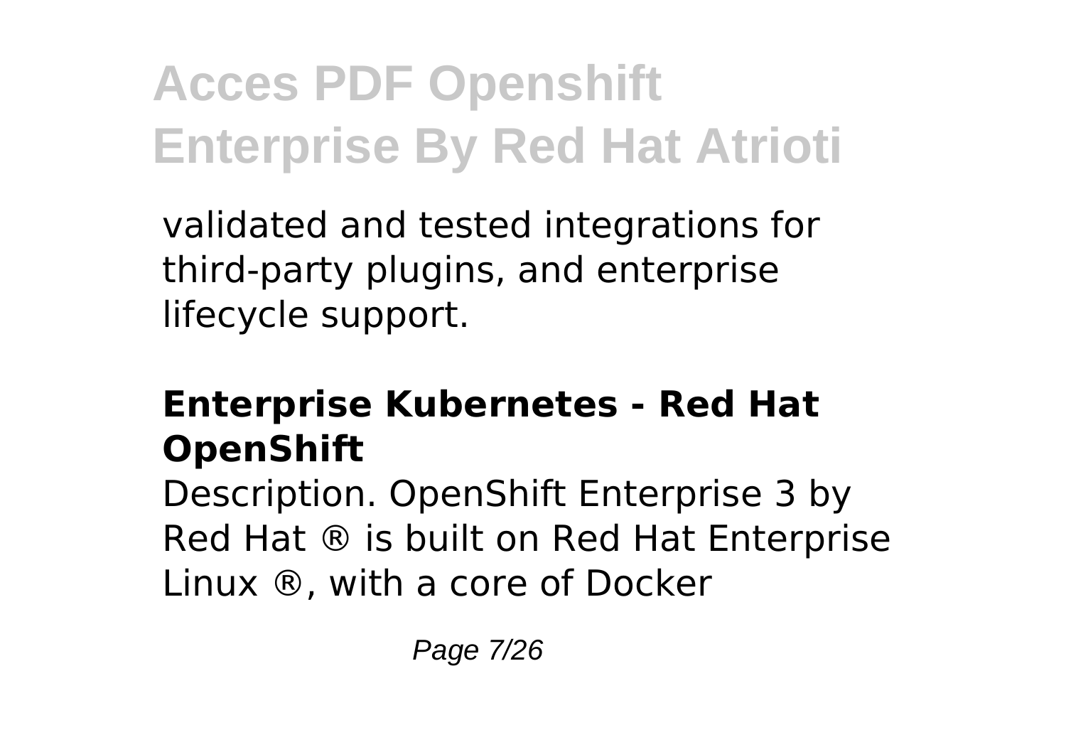validated and tested integrations for third-party plugins, and enterprise lifecycle support.

### Enterprise Kubernetes - Red Hat OpenShift

Description. OpenShift Enterprise 3 by Red Hat ® is built on Red Hat Enterprise Linux ®, with a core of Docker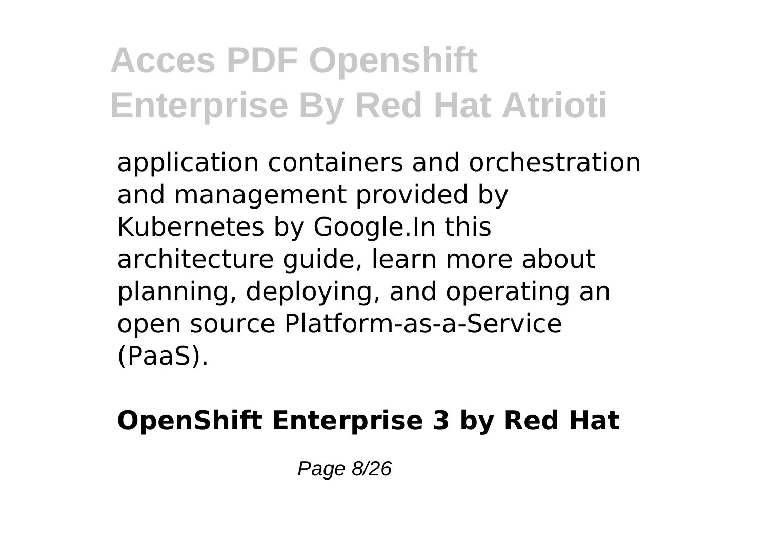application containers and orchestration and management provided by Kubernetes by Google.In this architecture guide, learn more about planning, deploying, and operating an open source Platform-as-a-Service (PaaS).

**OpenShift Enterprise 3 by Red Hat**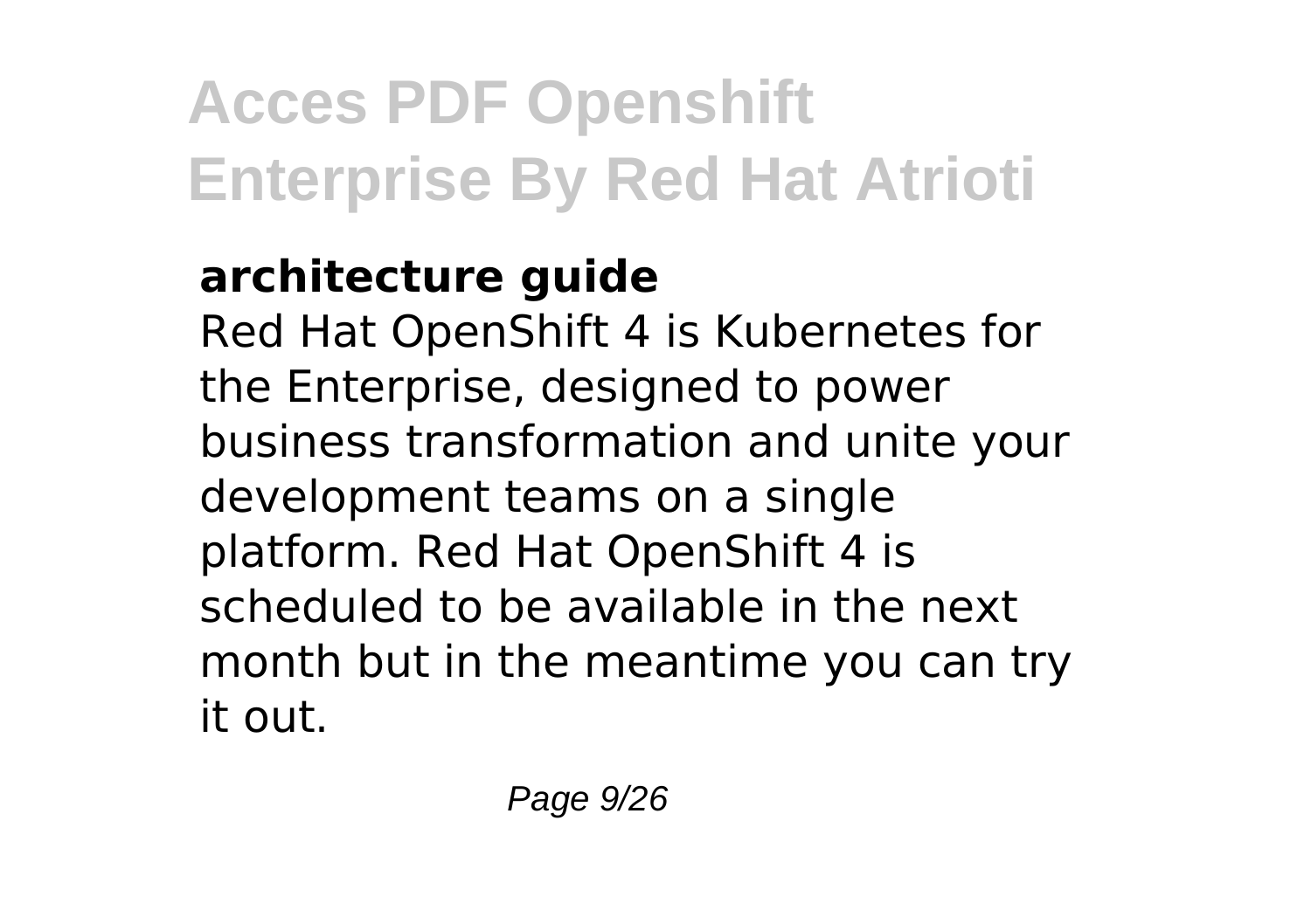**architecture guide**

Red Hat OpenShift 4 is Kubernetes for the Enterprise, designed to power business transformation and unite your development teams on a single platform. Red Hat OpenShift 4 is scheduled to be available in the next month but in the meantime you can try it out.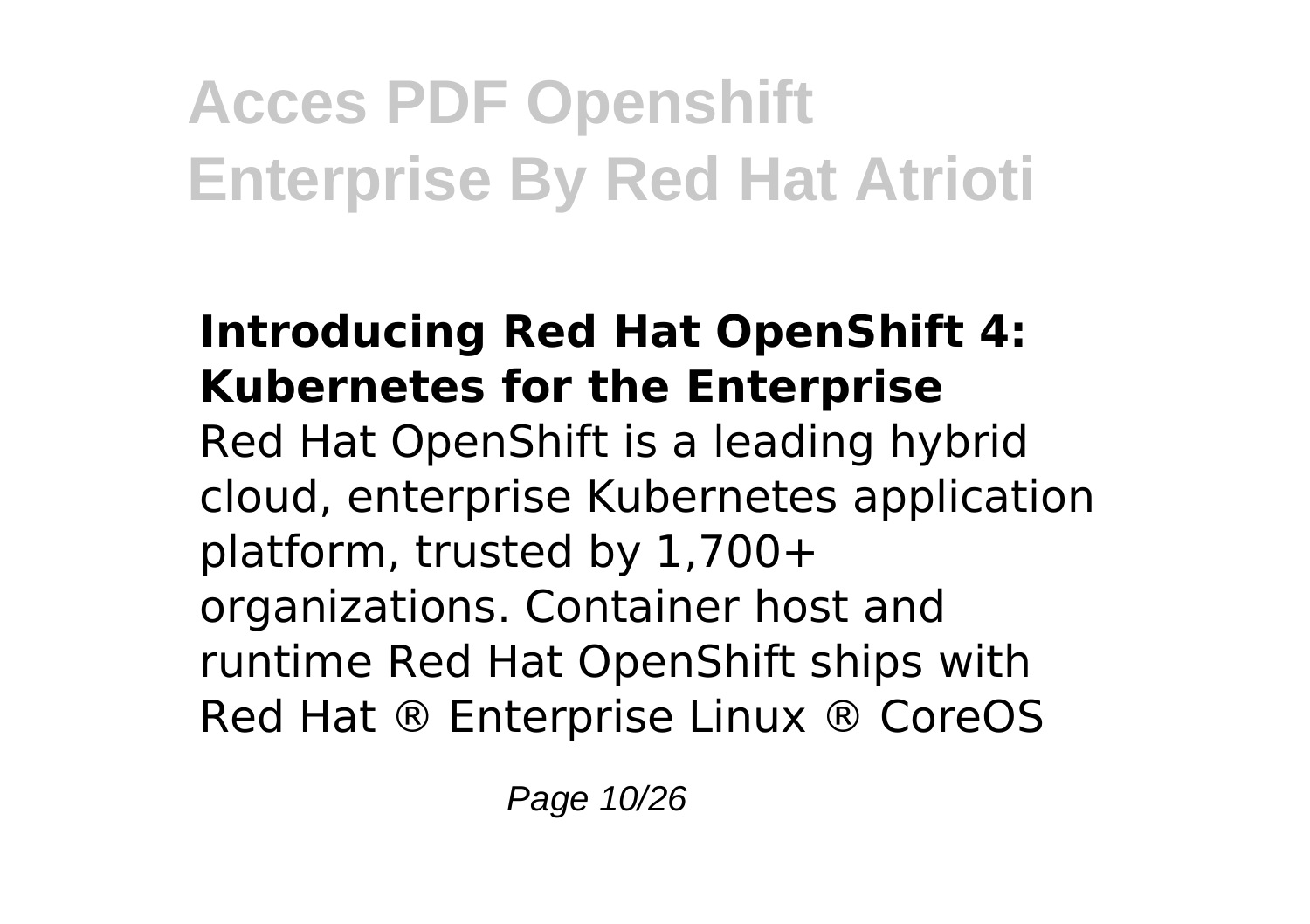### Introducing Red Hat OpenShift 4: Kubernetes for the Enterprise

Red Hat OpenShift is a leading hybrid cloud, enterprise Kubernetes application platform, trusted by 1,700+ organizations. Container host and runtime Red Hat OpenShift ships with Red Hat ® Enterprise Linux ® CoreOS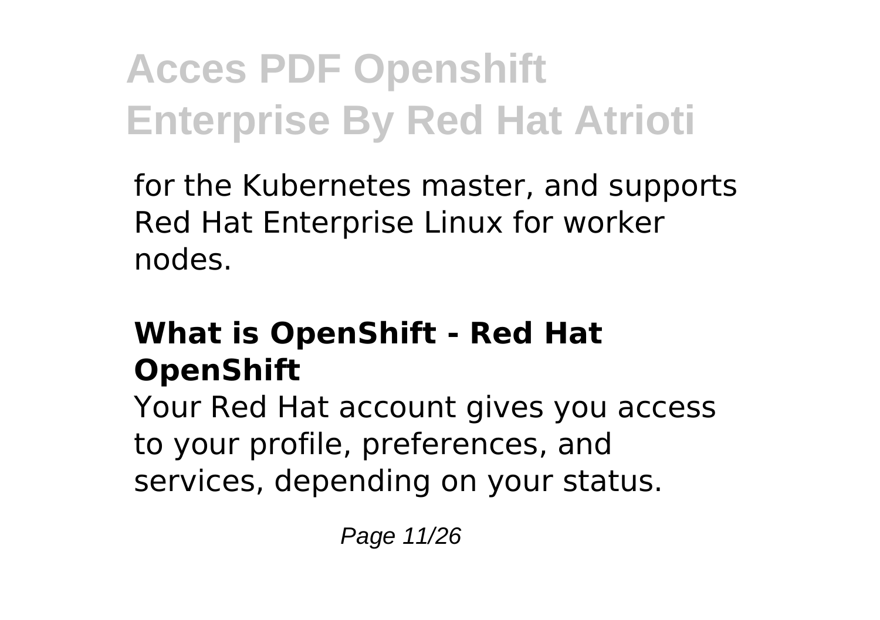for the Kubernetes master, and supports Red Hat Enterprise Linux for worker nodes.

## What is OpenShift - Red Hat OpenShift

Your Red Hat account gives you access to your profile, preferences, and services, depending on your status.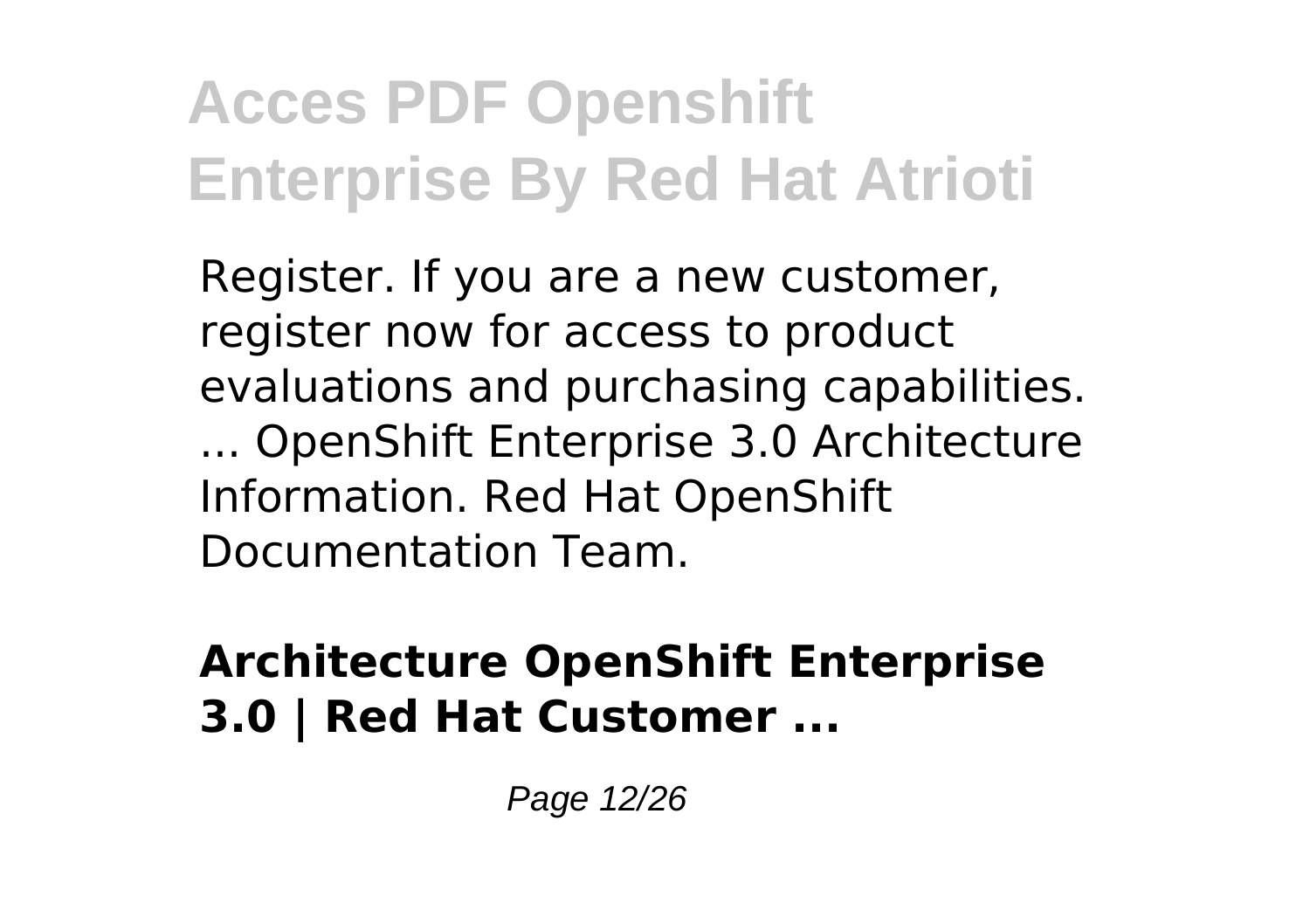Register. If you are a new customer, register now for access to product evaluations and purchasing capabilities. ... OpenShift Enterprise 3.0 Architecture Information. Red Hat OpenShift Documentation Team.

**Architecture OpenShift Enterprise 3.0 | Red Hat Customer ...**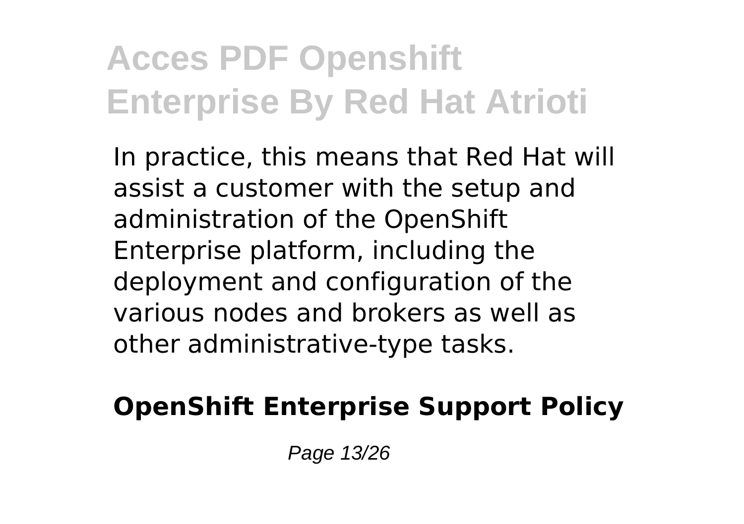In practice, this means that Red Hat will assist a customer with the setup and administration of the OpenShift Enterprise platform, including the deployment and configuration of the various nodes and brokers as well as other administrative-type tasks.

**OpenShift Enterprise Support Policy**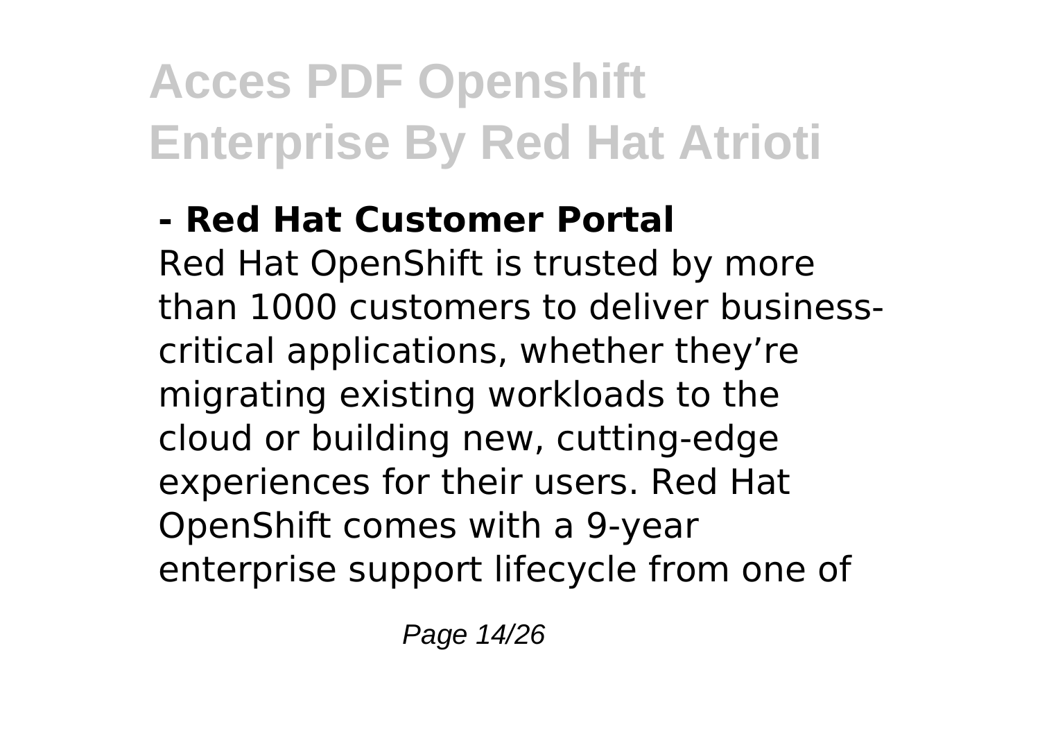**- Red Hat Customer Portal**

Red Hat OpenShift is trusted by more than 1000 customers to deliver business-critical applications, whether they're migrating existing workloads to the cloud or building new, cutting-edge experiences for their users. Red Hat OpenShift comes with a 9-year enterprise support lifecycle from one of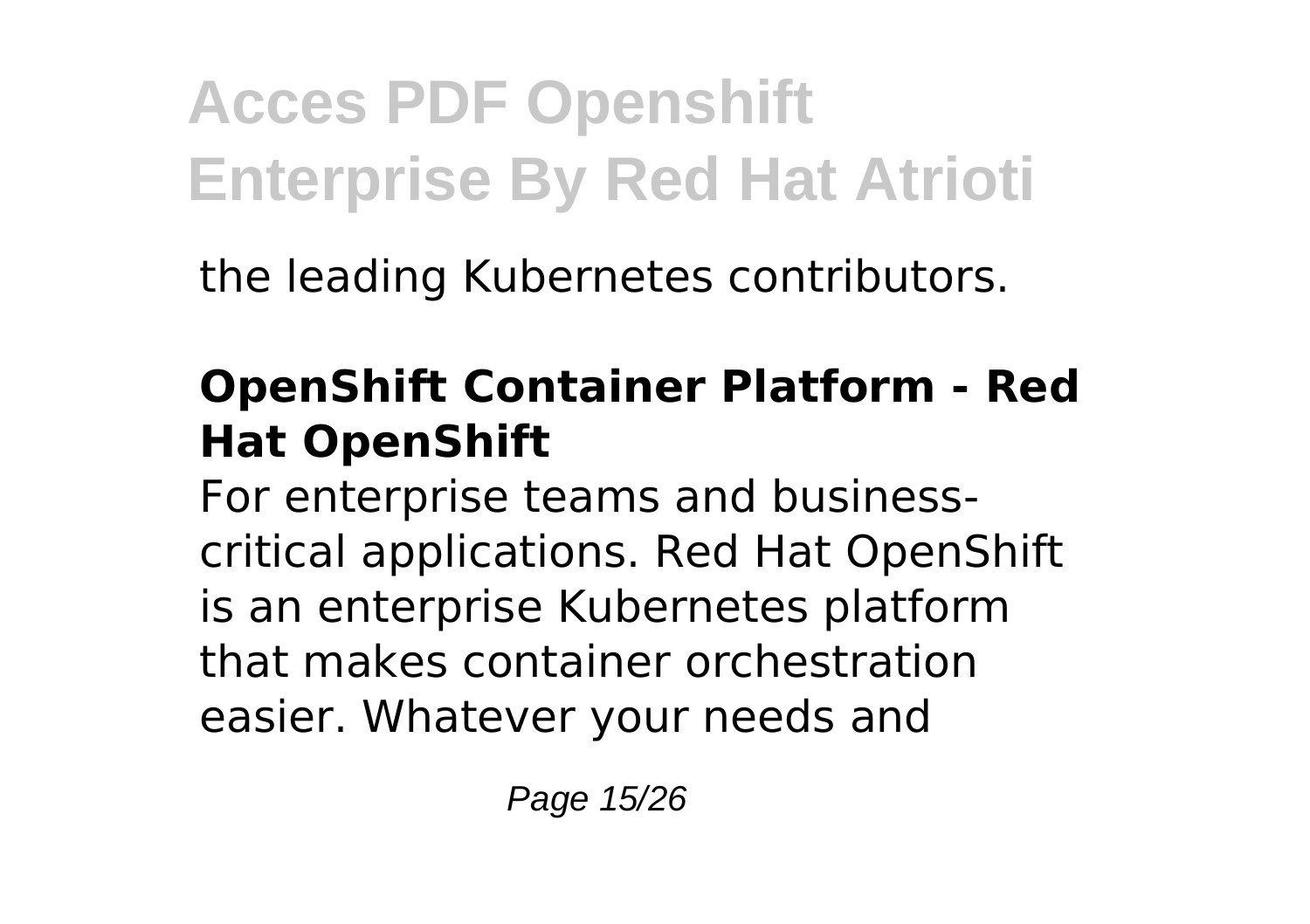the leading Kubernetes contributors.

## OpenShift Container Platform - Red Hat OpenShift

For enterprise teams and business-critical applications. Red Hat OpenShift is an enterprise Kubernetes platform that makes container orchestration easier. Whatever your needs and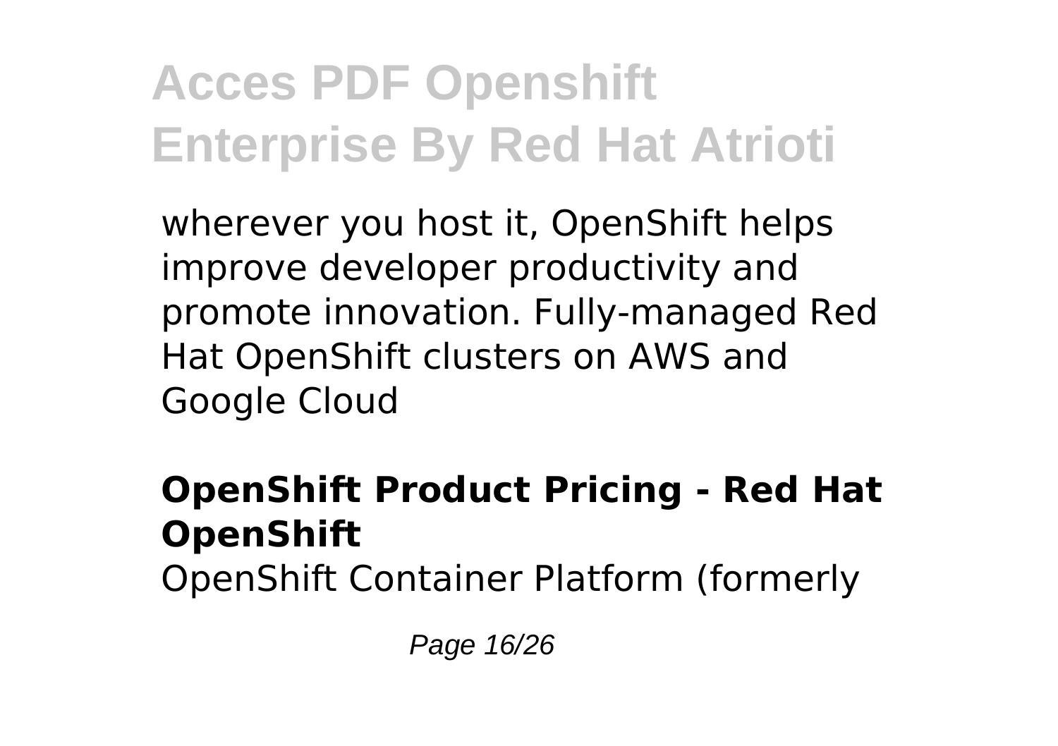wherever you host it, OpenShift helps improve developer productivity and promote innovation. Fully-managed Red Hat OpenShift clusters on AWS and Google Cloud

**OpenShift Product Pricing - Red Hat OpenShift**

OpenShift Container Platform (formerly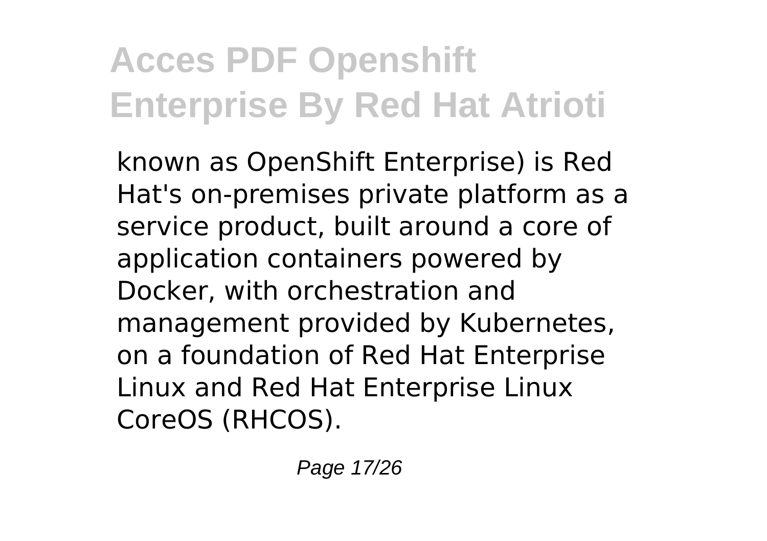known as OpenShift Enterprise) is Red Hat's on-premises private platform as a service product, built around a core of application containers powered by Docker, with orchestration and management provided by Kubernetes, on a foundation of Red Hat Enterprise Linux and Red Hat Enterprise Linux CoreOS (RHCOS).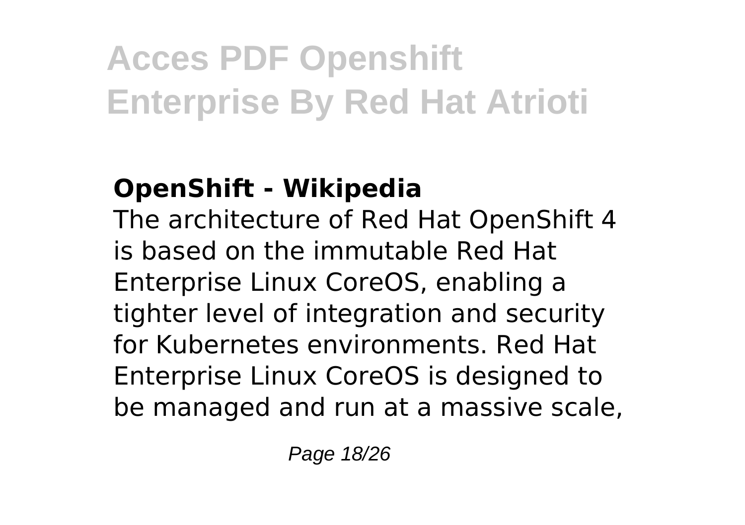### OpenShift - Wikipedia

The architecture of Red Hat OpenShift 4 is based on the immutable Red Hat Enterprise Linux CoreOS, enabling a tighter level of integration and security for Kubernetes environments. Red Hat Enterprise Linux CoreOS is designed to be managed and run at a massive scale,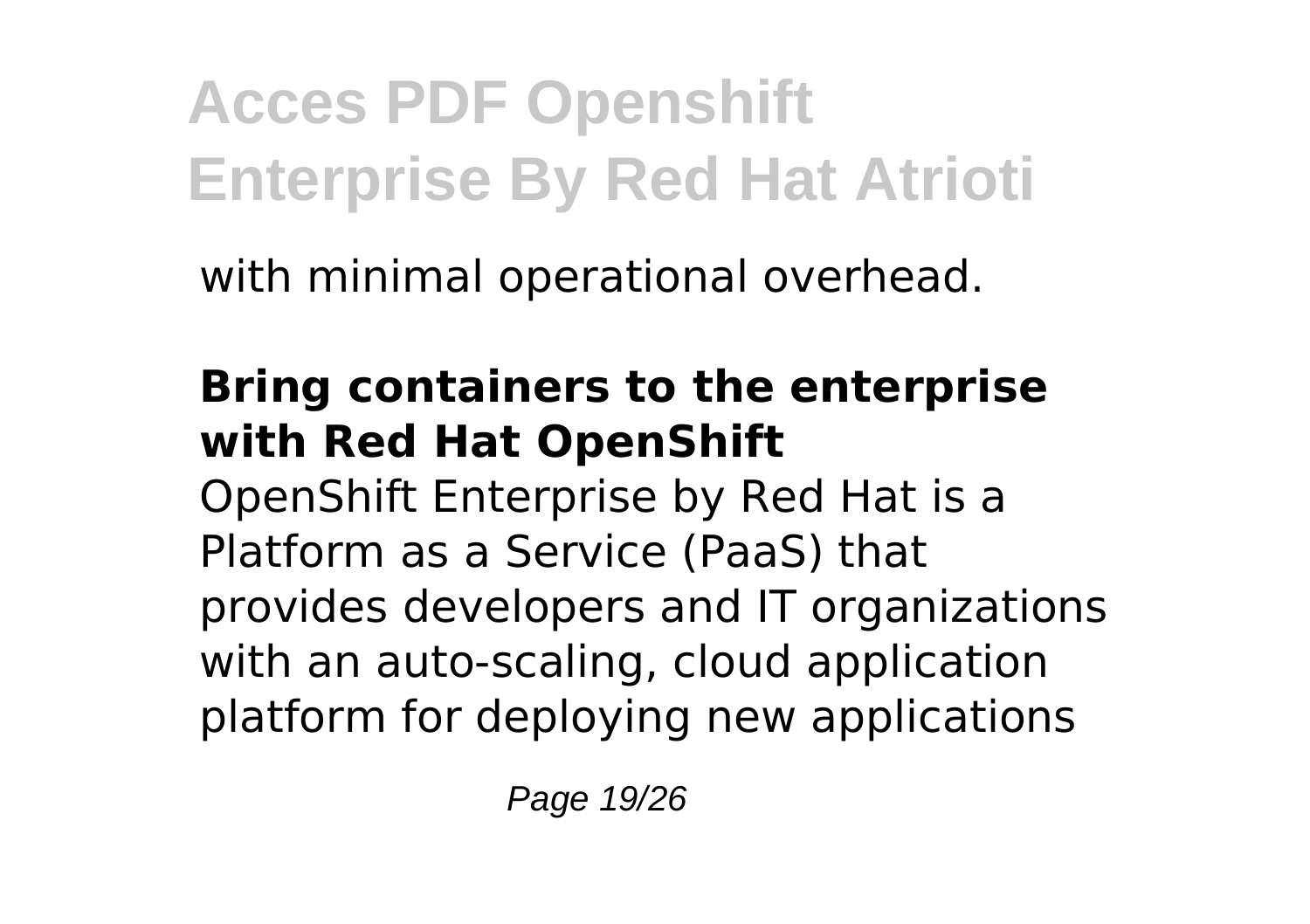with minimal operational overhead.

**Bring containers to the enterprise with Red Hat OpenShift**

OpenShift Enterprise by Red Hat is a Platform as a Service (PaaS) that provides developers and IT organizations with an auto-scaling, cloud application platform for deploying new applications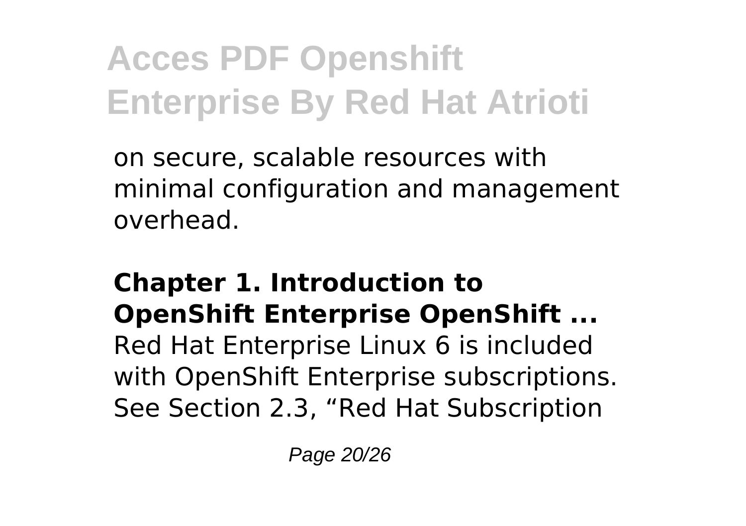on secure, scalable resources with minimal configuration and management overhead.

**Chapter 1. Introduction to OpenShift Enterprise OpenShift ...**

Red Hat Enterprise Linux 6 is included with OpenShift Enterprise subscriptions. See Section 2.3, “Red Hat Subscription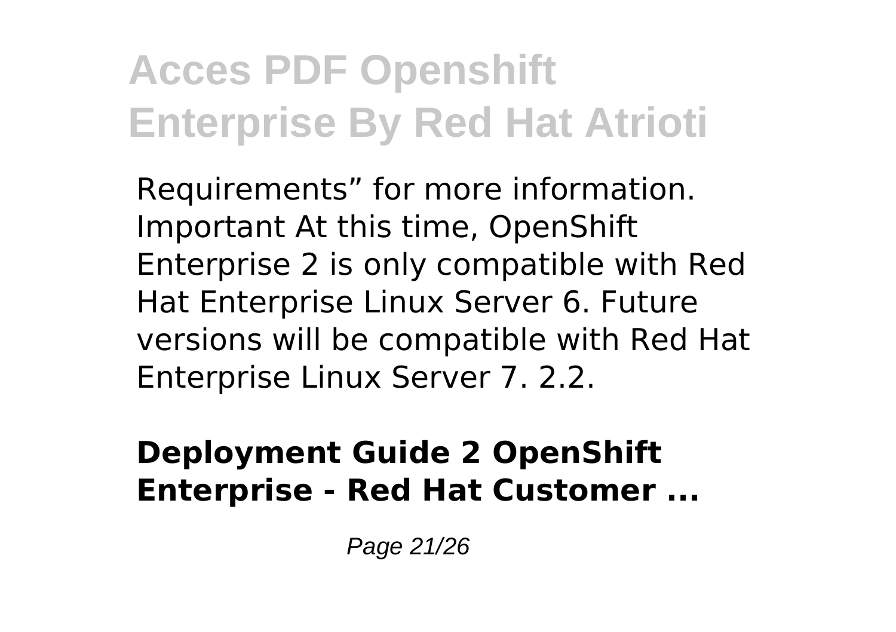Requirements” for more information. Important At this time, OpenShift Enterprise 2 is only compatible with Red Hat Enterprise Linux Server 6. Future versions will be compatible with Red Hat Enterprise Linux Server 7. 2.2.

**Deployment Guide 2 OpenShift Enterprise - Red Hat Customer ...**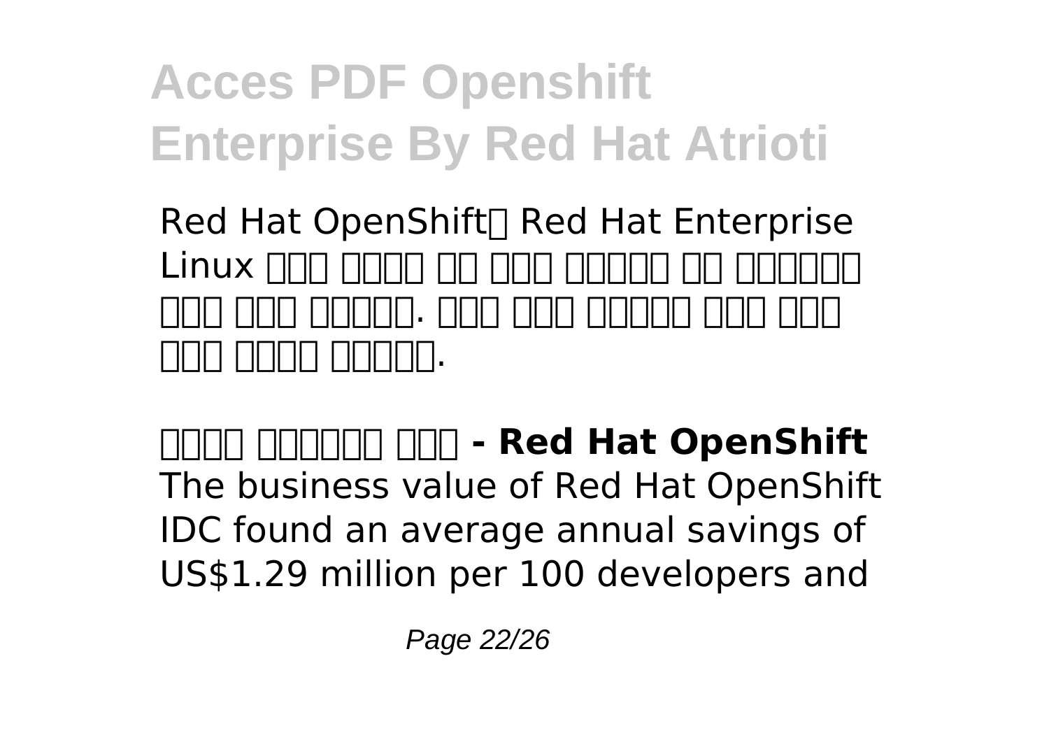Red Hat OpenShift□ Red Hat Enterprise Linux □□□ □□□□□ □□ □□□□ □□□□□□ □□ □□□□□□□ □□□ □□□□ □□□□□□. □□□ □□□□ □□□□□□ □□□□ □□□□ □□□ □□□□□ □□□□□□.

**□□□□□ □□□□□□□ □□□ - Red Hat OpenShift**

The business value of Red Hat OpenShift IDC found an average annual savings of US$1.29 million per 100 developers and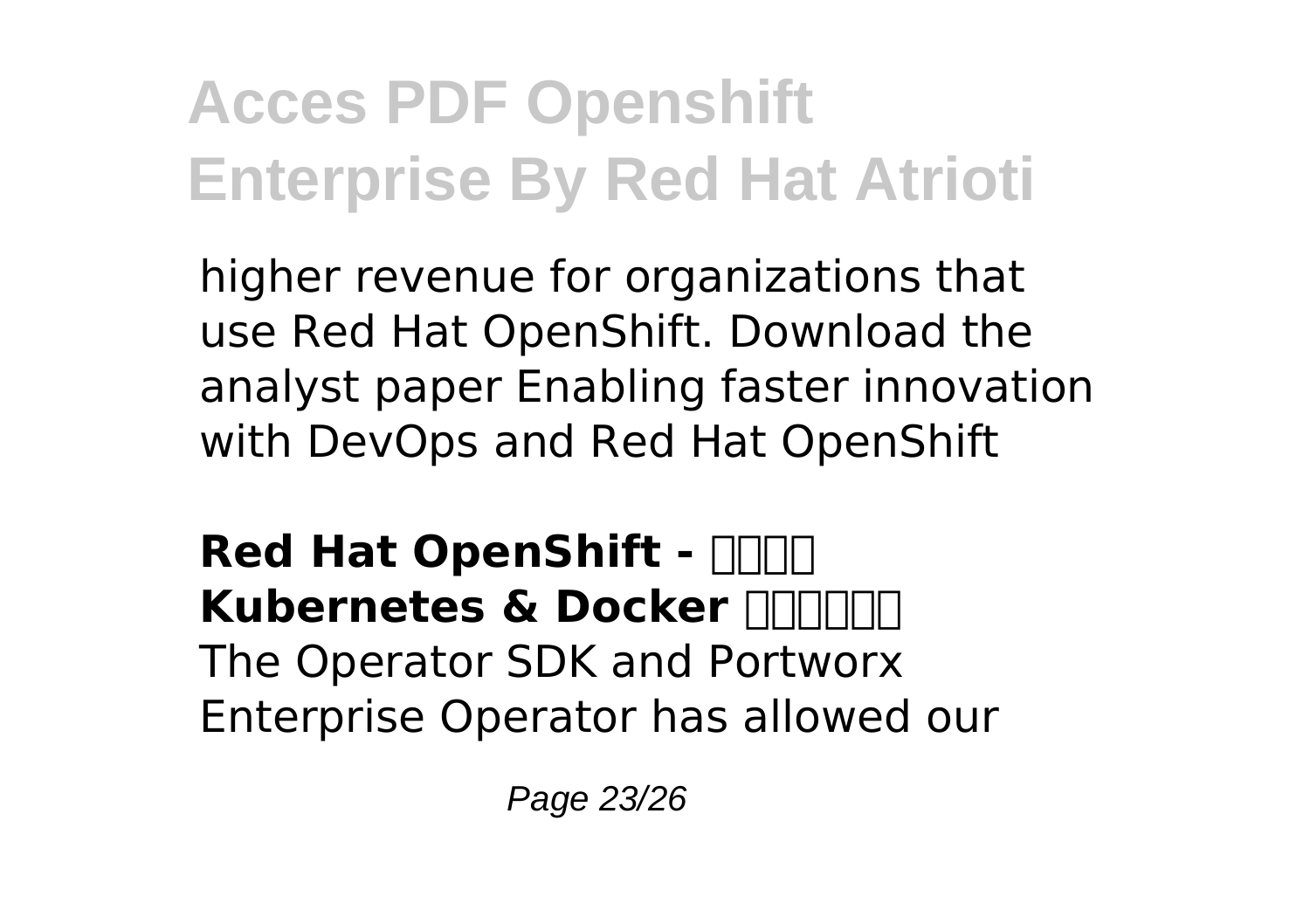higher revenue for organizations that use Red Hat OpenShift. Download the analyst paper Enabling faster innovation with DevOps and Red Hat OpenShift

**Red Hat OpenShift - □□□□ Kubernetes & Docker □□□□□□**

The Operator SDK and Portworx Enterprise Operator has allowed our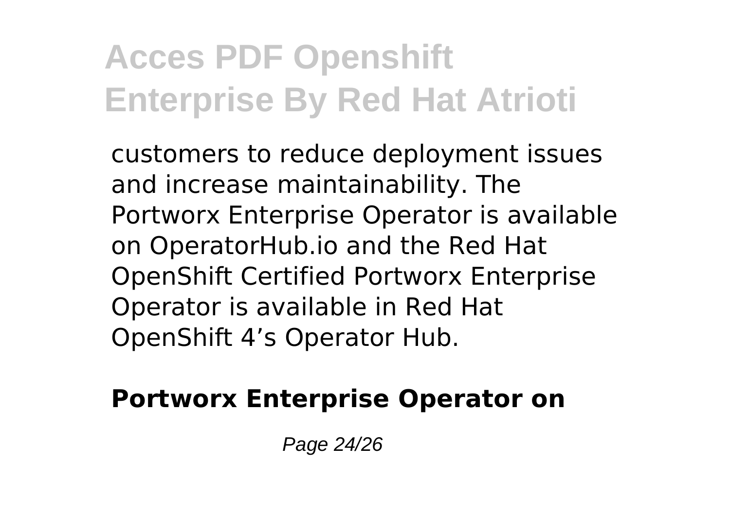customers to reduce deployment issues and increase maintainability. The Portworx Enterprise Operator is available on OperatorHub.io and the Red Hat OpenShift Certified Portworx Enterprise Operator is available in Red Hat OpenShift 4’s Operator Hub.

**Portworx Enterprise Operator on**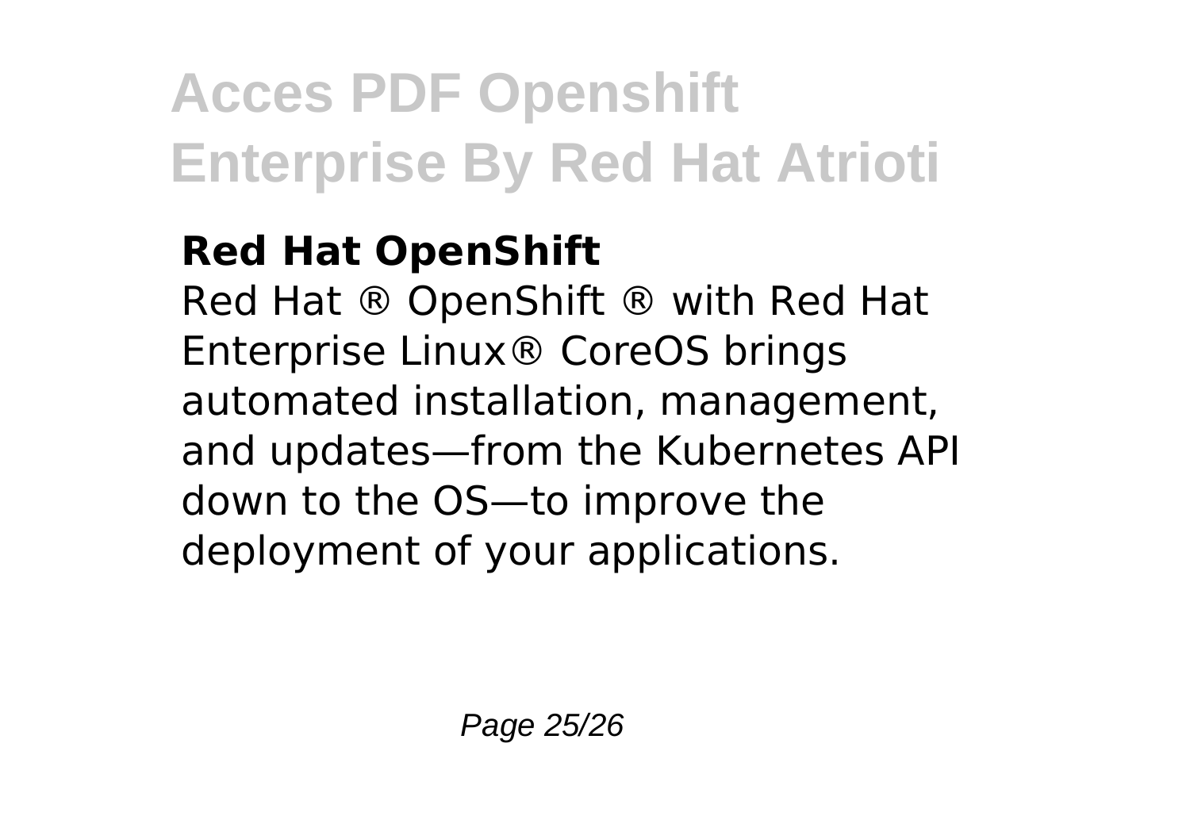**Red Hat OpenShift**

Red Hat ® OpenShift ® with Red Hat Enterprise Linux® CoreOS brings automated installation, management, and updates—from the Kubernetes API down to the OS—to improve the deployment of your applications.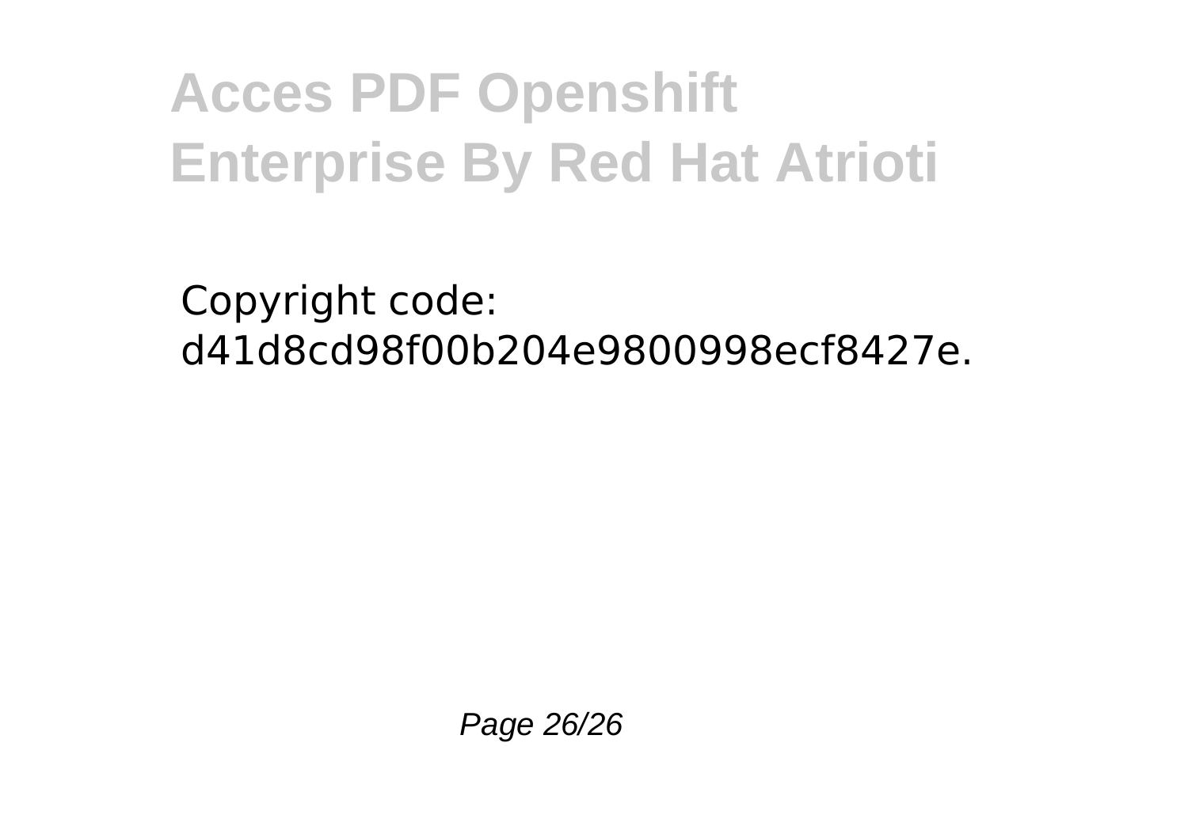Copyright code: d41d8cd98f00b204e9800998ecf8427e.